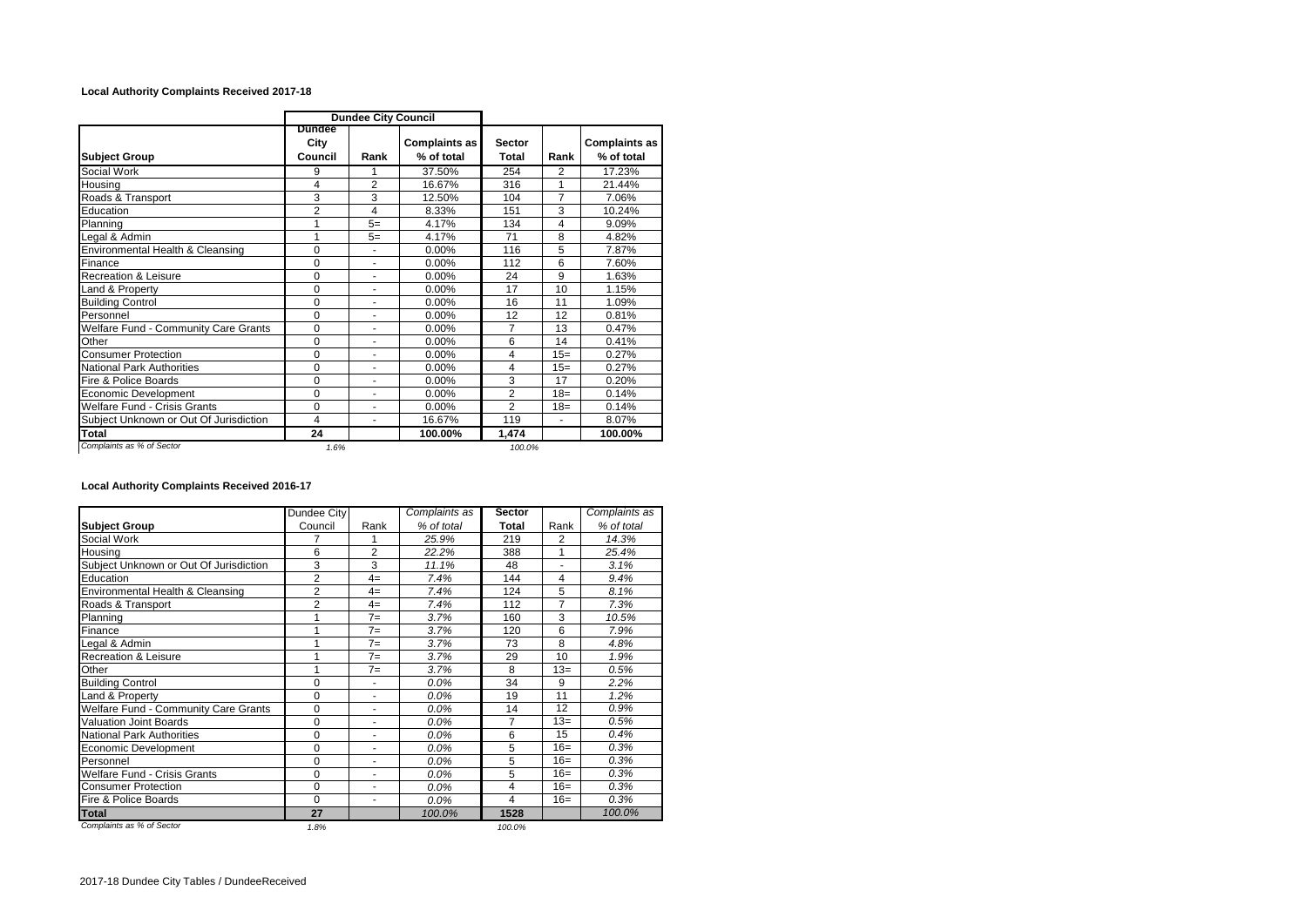### Local Authority Complaints Received 2017-18

| | Dundee City Council | | | | | |
|---|---|---|---|---|---|---|
| **Subject Group** | **Dundee City Council** | **Rank** | **Complaints as % of total** | **Sector Total** | **Rank** | **Complaints as % of total** |
| Social Work | 9 | 1 | 37.50% | 254 | 2 | 17.23% |
| Housing | 4 | 2 | 16.67% | 316 | 1 | 21.44% |
| Roads & Transport | 3 | 3 | 12.50% | 104 | 7 | 7.06% |
| Education | 2 | 4 | 8.33% | 151 | 3 | 10.24% |
| Planning | 1 | 5= | 4.17% | 134 | 4 | 9.09% |
| Legal & Admin | 1 | 5= | 4.17% | 71 | 8 | 4.82% |
| Environmental Health & Cleansing | 0 | - | 0.00% | 116 | 5 | 7.87% |
| Finance | 0 | - | 0.00% | 112 | 6 | 7.60% |
| Recreation & Leisure | 0 | - | 0.00% | 24 | 9 | 1.63% |
| Land & Property | 0 | - | 0.00% | 17 | 10 | 1.15% |
| Building Control | 0 | - | 0.00% | 16 | 11 | 1.09% |
| Personnel | 0 | - | 0.00% | 12 | 12 | 0.81% |
| Welfare Fund - Community Care Grants | 0 | - | 0.00% | 7 | 13 | 0.47% |
| Other | 0 | - | 0.00% | 6 | 14 | 0.41% |
| Consumer Protection | 0 | - | 0.00% | 4 | 15= | 0.27% |
| National Park Authorities | 0 | - | 0.00% | 4 | 15= | 0.27% |
| Fire & Police Boards | 0 | - | 0.00% | 3 | 17 | 0.20% |
| Economic Development | 0 | - | 0.00% | 2 | 18= | 0.14% |
| Welfare Fund - Crisis Grants | 0 | - | 0.00% | 2 | 18= | 0.14% |
| Subject Unknown or Out Of Jurisdiction | 4 | - | 16.67% | 119 | - | 8.07% |
| **Total** | **24** | | **100.00%** | **1,474** | | **100.00%** |
| *Complaints as % of Sector* | *1.6%* | | | *100.0%* | | |

### Local Authority Complaints Received 2016-17

| **Subject Group** | Dundee City Council | Rank | *Complaints as % of total* | **Sector Total** | Rank | *Complaints as % of total* |
|---|---|---|---|---|---|---|
| Social Work | 7 | 1 | *25.9%* | 219 | 2 | *14.3%* |
| Housing | 6 | 2 | *22.2%* | 388 | 1 | *25.4%* |
| Subject Unknown or Out Of Jurisdiction | 3 | 3 | *11.1%* | 48 | - | *3.1%* |
| Education | 2 | 4= | *7.4%* | 144 | 4 | *9.4%* |
| Environmental Health & Cleansing | 2 | 4= | *7.4%* | 124 | 5 | *8.1%* |
| Roads & Transport | 2 | 4= | *7.4%* | 112 | 7 | *7.3%* |
| Planning | 1 | 7= | *3.7%* | 160 | 3 | *10.5%* |
| Finance | 1 | 7= | *3.7%* | 120 | 6 | *7.9%* |
| Legal & Admin | 1 | 7= | *3.7%* | 73 | 8 | *4.8%* |
| Recreation & Leisure | 1 | 7= | *3.7%* | 29 | 10 | *1.9%* |
| Other | 1 | 7= | *3.7%* | 8 | 13= | *0.5%* |
| Building Control | 0 | - | *0.0%* | 34 | 9 | *2.2%* |
| Land & Property | 0 | - | *0.0%* | 19 | 11 | *1.2%* |
| Welfare Fund - Community Care Grants | 0 | - | *0.0%* | 14 | 12 | *0.9%* |
| Valuation Joint Boards | 0 | - | *0.0%* | 7 | 13= | *0.5%* |
| National Park Authorities | 0 | - | *0.0%* | 6 | 15 | *0.4%* |
| Economic Development | 0 | - | *0.0%* | 5 | 16= | *0.3%* |
| Personnel | 0 | - | *0.0%* | 5 | 16= | *0.3%* |
| Welfare Fund - Crisis Grants | 0 | - | *0.0%* | 5 | 16= | *0.3%* |
| Consumer Protection | 0 | - | *0.0%* | 4 | 16= | *0.3%* |
| Fire & Police Boards | 0 | - | *0.0%* | 4 | 16= | *0.3%* |
| **Total** | **27** | | *100.0%* | **1528** | | *100.0%* |
| *Complaints as % of Sector* | *1.8%* | | | *100.0%* | | |

2017-18 Dundee City Tables / DundeeReceived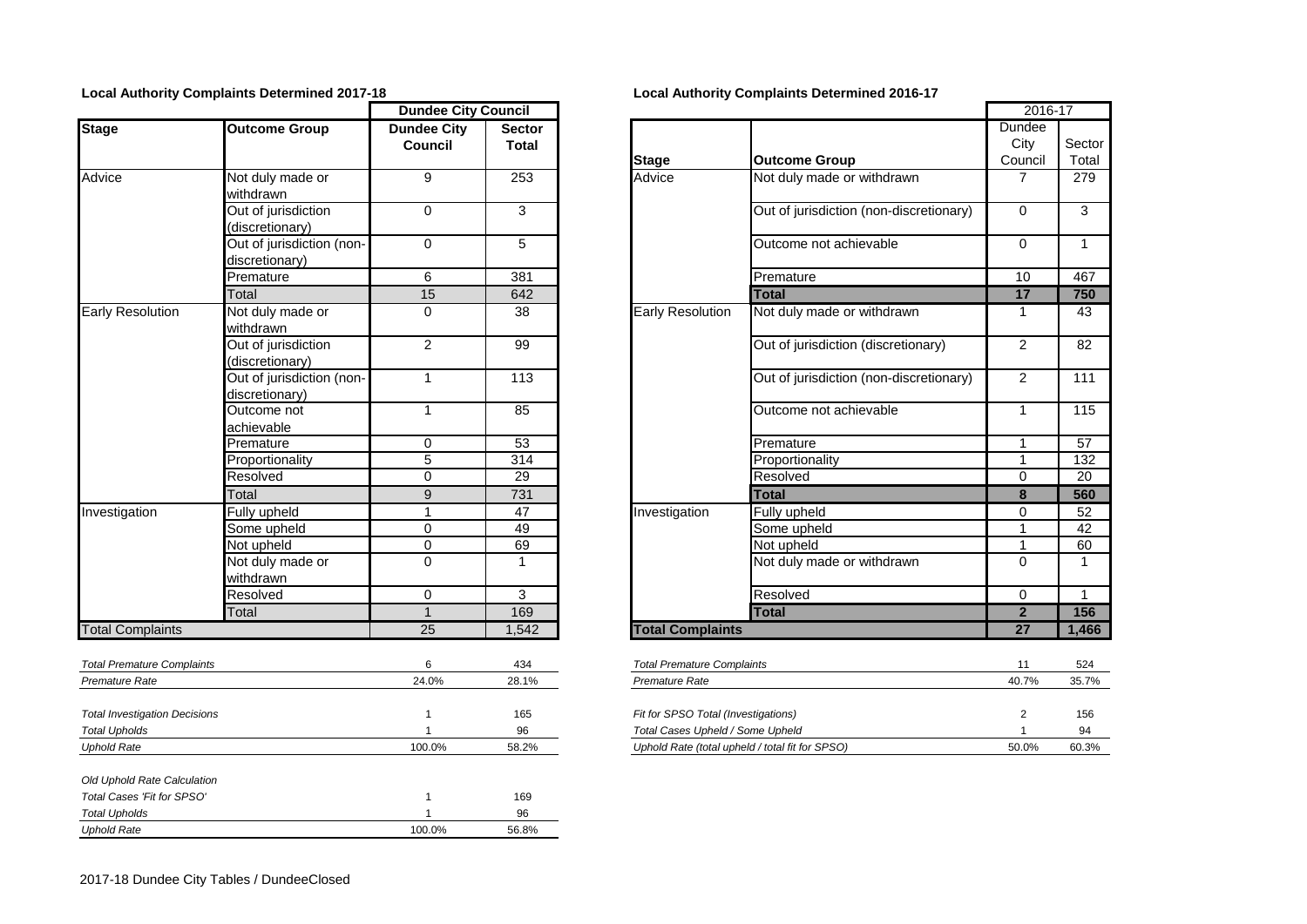**Local Authority Complaints Determined 2017-18**

| Stage | Outcome Group | Dundee City Council | Sector Total |
|---|---|---|---|
| | | Dundee City Council | |
| Advice | Not duly made or withdrawn | 9 | 253 |
| | Out of jurisdiction (discretionary) | 0 | 3 |
| | Out of jurisdiction (non-discretionary) | 0 | 5 |
| | Premature | 6 | 381 |
| | Total | 15 | 642 |
| Early Resolution | Not duly made or withdrawn | 0 | 38 |
| | Out of jurisdiction (discretionary) | 2 | 99 |
| | Out of jurisdiction (non-discretionary) | 1 | 113 |
| | Outcome not achievable | 1 | 85 |
| | Premature | 0 | 53 |
| | Proportionality | 5 | 314 |
| | Resolved | 0 | 29 |
| | Total | 9 | 731 |
| Investigation | Fully upheld | 1 | 47 |
| | Some upheld | 0 | 49 |
| | Not upheld | 0 | 69 |
| | Not duly made or withdrawn | 0 | 1 |
| | Resolved | 0 | 3 |
| | Total | 1 | 169 |
| Total Complaints | | 25 | 1,542 |

| | Dundee City Council | Sector Total |
|---|---|---|
| *Total Premature Complaints* | 6 | 434 |
| *Premature Rate* | 24.0% | 28.1% |
| *Total Investigation Decisions* | 1 | 165 |
| *Total Upholds* | 1 | 96 |
| *Uphold Rate* | 100.0% | 58.2% |
| *Old Uphold Rate Calculation* | | |
| *Total Cases 'Fit for SPSO'* | 1 | 169 |
| *Total Upholds* | 1 | 96 |
| *Uphold Rate* | 100.0% | 56.8% |

**Local Authority Complaints Determined 2016-17**

| Stage | Outcome Group | Dundee City Council | Sector Total |
|---|---|---|---|
| | | 2016-17 | |
| Advice | Not duly made or withdrawn | 7 | 279 |
| | Out of jurisdiction (non-discretionary) | 0 | 3 |
| | Outcome not achievable | 0 | 1 |
| | Premature | 10 | 467 |
| | **Total** | **17** | **750** |
| Early Resolution | Not duly made or withdrawn | 1 | 43 |
| | Out of jurisdiction (discretionary) | 2 | 82 |
| | Out of jurisdiction (non-discretionary) | 2 | 111 |
| | Outcome not achievable | 1 | 115 |
| | Premature | 1 | 57 |
| | Proportionality | 1 | 132 |
| | Resolved | 0 | 20 |
| | **Total** | **8** | **560** |
| Investigation | Fully upheld | 0 | 52 |
| | Some upheld | 1 | 42 |
| | Not upheld | 1 | 60 |
| | Not duly made or withdrawn | 0 | 1 |
| | Resolved | 0 | 1 |
| | **Total** | **2** | **156** |
| **Total Complaints** | | **27** | **1,466** |

| | Dundee City Council | Sector Total |
|---|---|---|
| *Total Premature Complaints* | 11 | 524 |
| *Premature Rate* | 40.7% | 35.7% |
| *Fit for SPSO Total (Investigations)* | 2 | 156 |
| *Total Cases Upheld / Some Upheld* | 1 | 94 |
| *Uphold Rate (total upheld / total fit for SPSO)* | 50.0% | 60.3% |

2017-18 Dundee City Tables / DundeeClosed